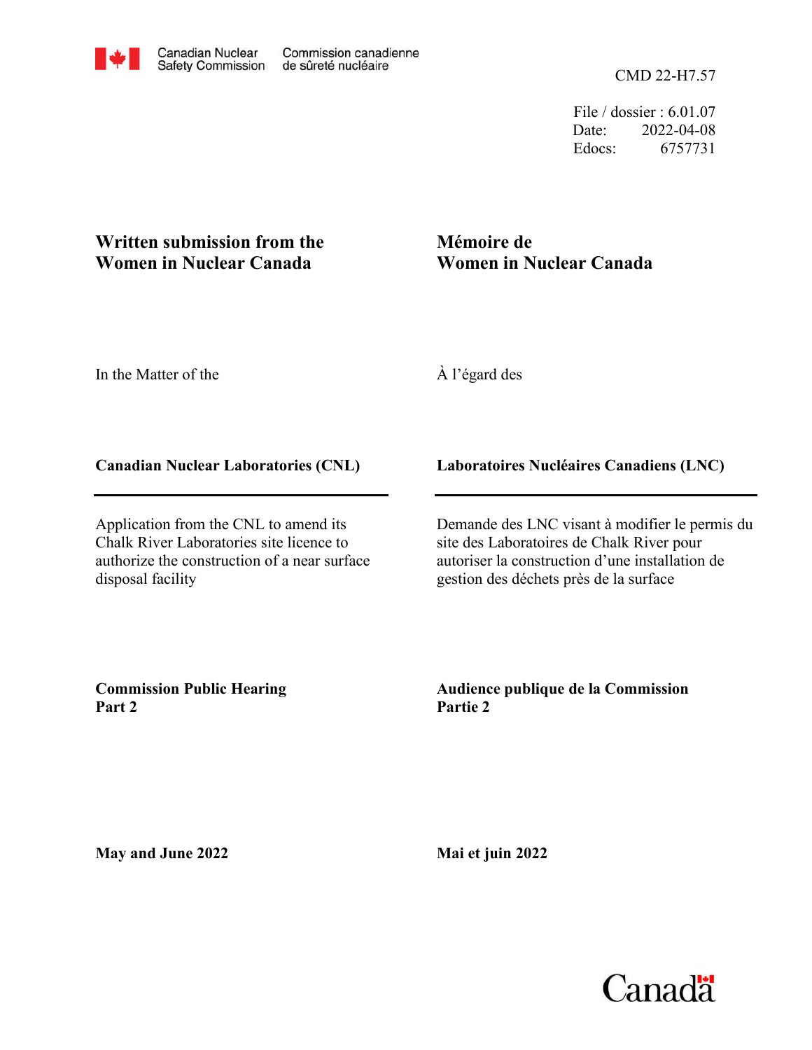Canadian Nuclear Safety Commission | Commission canadienne de sûreté nucléaire

CMD 22-H7.57

File / dossier : 6.01.07
Date: 2022-04-08
Edocs: 6757731

# Written submission from the Women in Nuclear Canada

# Mémoire de Women in Nuclear Canada

In the Matter of the

À l'égard des

**Canadian Nuclear Laboratories (CNL)**

**Laboratoires Nucléaires Canadiens (LNC)**

Application from the CNL to amend its Chalk River Laboratories site licence to authorize the construction of a near surface disposal facility

Demande des LNC visant à modifier le permis du site des Laboratoires de Chalk River pour autoriser la construction d'une installation de gestion des déchets près de la surface

**Commission Public Hearing Part 2**

**Audience publique de la Commission Partie 2**

**May and June 2022**

**Mai et juin 2022**

Canada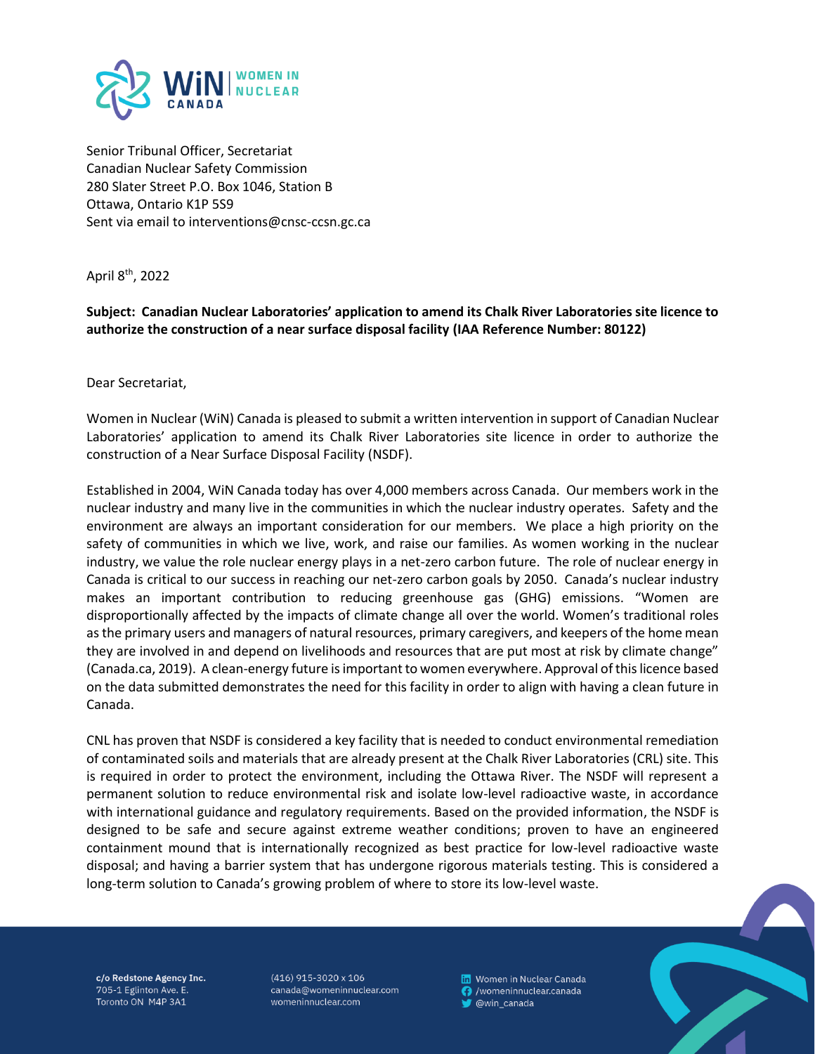Senior Tribunal Officer, Secretariat
Canadian Nuclear Safety Commission
280 Slater Street P.O. Box 1046, Station B
Ottawa, Ontario K1P 5S9
Sent via email to interventions@cnsc-ccsn.gc.ca

April 8th, 2022

**Subject: Canadian Nuclear Laboratories' application to amend its Chalk River Laboratories site licence to authorize the construction of a near surface disposal facility (IAA Reference Number: 80122)**

Dear Secretariat,

Women in Nuclear (WiN) Canada is pleased to submit a written intervention in support of Canadian Nuclear Laboratories' application to amend its Chalk River Laboratories site licence in order to authorize the construction of a Near Surface Disposal Facility (NSDF).

Established in 2004, WiN Canada today has over 4,000 members across Canada. Our members work in the nuclear industry and many live in the communities in which the nuclear industry operates. Safety and the environment are always an important consideration for our members. We place a high priority on the safety of communities in which we live, work, and raise our families. As women working in the nuclear industry, we value the role nuclear energy plays in a net-zero carbon future. The role of nuclear energy in Canada is critical to our success in reaching our net-zero carbon goals by 2050. Canada's nuclear industry makes an important contribution to reducing greenhouse gas (GHG) emissions. "Women are disproportionally affected by the impacts of climate change all over the world. Women's traditional roles as the primary users and managers of natural resources, primary caregivers, and keepers of the home mean they are involved in and depend on livelihoods and resources that are put most at risk by climate change" (Canada.ca, 2019). A clean-energy future is important to women everywhere. Approval of this licence based on the data submitted demonstrates the need for this facility in order to align with having a clean future in Canada.

CNL has proven that NSDF is considered a key facility that is needed to conduct environmental remediation of contaminated soils and materials that are already present at the Chalk River Laboratories (CRL) site. This is required in order to protect the environment, including the Ottawa River. The NSDF will represent a permanent solution to reduce environmental risk and isolate low-level radioactive waste, in accordance with international guidance and regulatory requirements. Based on the provided information, the NSDF is designed to be safe and secure against extreme weather conditions; proven to have an engineered containment mound that is internationally recognized as best practice for low-level radioactive waste disposal; and having a barrier system that has undergone rigorous materials testing. This is considered a long-term solution to Canada's growing problem of where to store its low-level waste.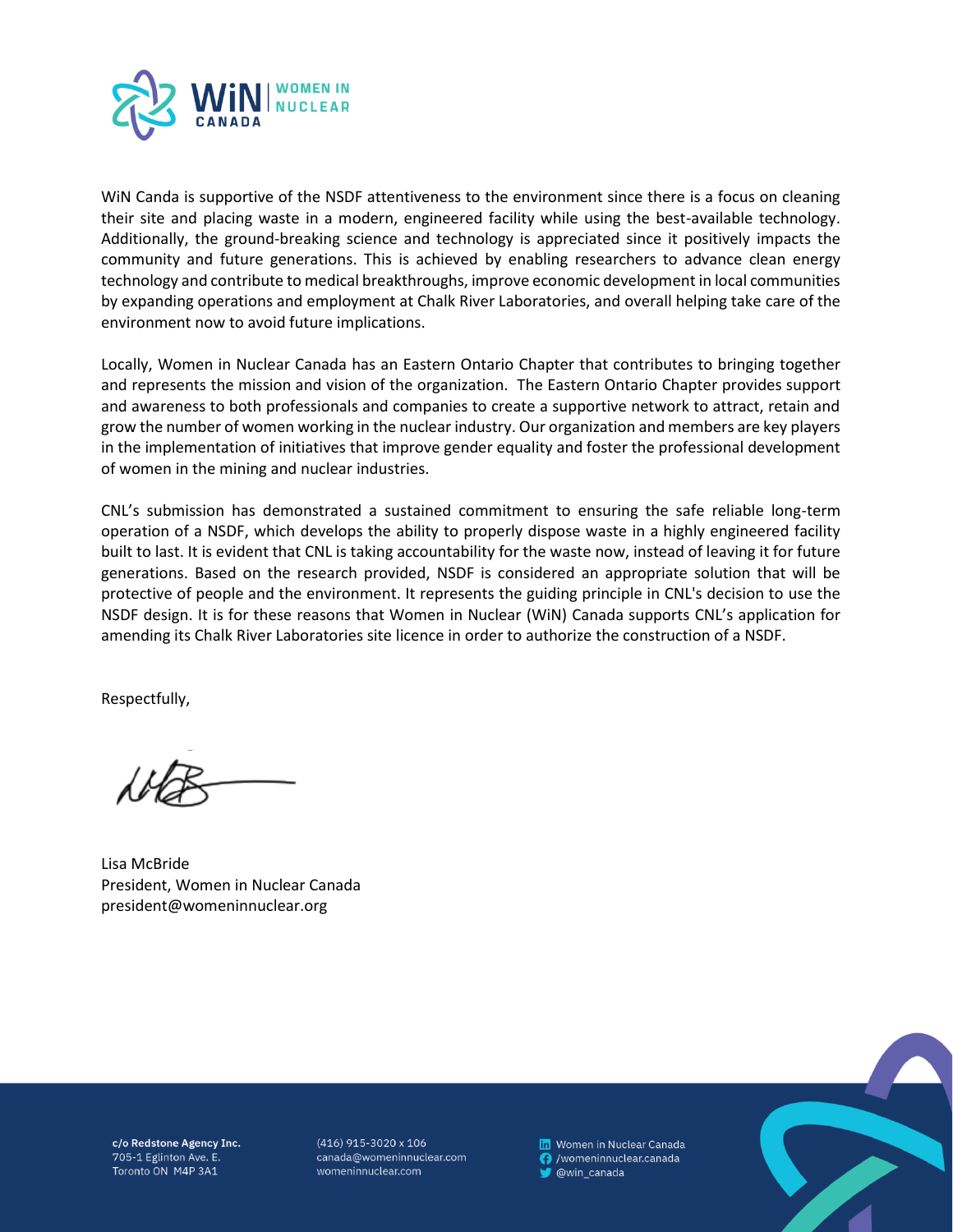WiN Canda is supportive of the NSDF attentiveness to the environment since there is a focus on cleaning their site and placing waste in a modern, engineered facility while using the best-available technology. Additionally, the ground-breaking science and technology is appreciated since it positively impacts the community and future generations. This is achieved by enabling researchers to advance clean energy technology and contribute to medical breakthroughs, improve economic development in local communities by expanding operations and employment at Chalk River Laboratories, and overall helping take care of the environment now to avoid future implications.

Locally, Women in Nuclear Canada has an Eastern Ontario Chapter that contributes to bringing together and represents the mission and vision of the organization. The Eastern Ontario Chapter provides support and awareness to both professionals and companies to create a supportive network to attract, retain and grow the number of women working in the nuclear industry. Our organization and members are key players in the implementation of initiatives that improve gender equality and foster the professional development of women in the mining and nuclear industries.

CNL's submission has demonstrated a sustained commitment to ensuring the safe reliable long-term operation of a NSDF, which develops the ability to properly dispose waste in a highly engineered facility built to last. It is evident that CNL is taking accountability for the waste now, instead of leaving it for future generations. Based on the research provided, NSDF is considered an appropriate solution that will be protective of people and the environment. It represents the guiding principle in CNL's decision to use the NSDF design. It is for these reasons that Women in Nuclear (WiN) Canada supports CNL's application for amending its Chalk River Laboratories site licence in order to authorize the construction of a NSDF.

Respectfully,

Lisa McBride
President, Women in Nuclear Canada
president@womeninnuclear.org

**c/o Redstone Agency Inc.**
705-1 Eglinton Ave. E.
Toronto ON M4P 3A1

(416) 915-3020 x 106
canada@womeninnuclear.com
womeninnuclear.com

Women in Nuclear Canada
/womeninnuclear.canada
@win_canada